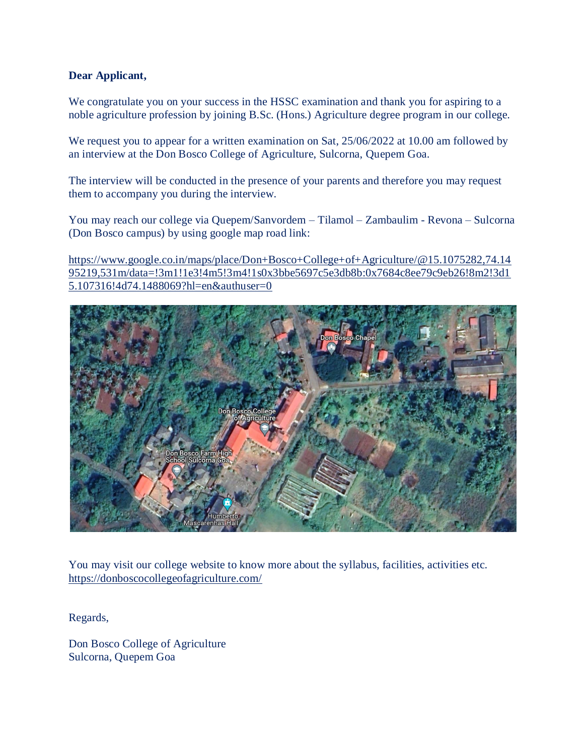**Dear Applicant,**

We congratulate you on your success in the HSSC examination and thank you for aspiring to a noble agriculture profession by joining B.Sc. (Hons.) Agriculture degree program in our college.

We request you to appear for a written examination on Sat, 25/06/2022 at 10.00 am followed by an interview at the Don Bosco College of Agriculture, Sulcorna, Quepem Goa.

The interview will be conducted in the presence of your parents and therefore you may request them to accompany you during the interview.

You may reach our college via Quepem/Sanvordem – Tilamol – Zambaulim - Revona – Sulcorna (Don Bosco campus) by using google map road link:

https://www.google.co.in/maps/place/Don+Bosco+College+of+Agriculture/@15.1075282,74.1495219,531m/data=!3m1!1e3!4m5!3m4!1s0x3bbe5697c5e3db8b:0x7684c8ee79c9eb26!8m2!3d15.107316!4d74.1488069?hl=en&authuser=0

You may visit our college website to know more about the syllabus, facilities, activities etc.
https://donboscocollegeofagriculture.com/

Regards,

Don Bosco College of Agriculture
Sulcorna, Quepem Goa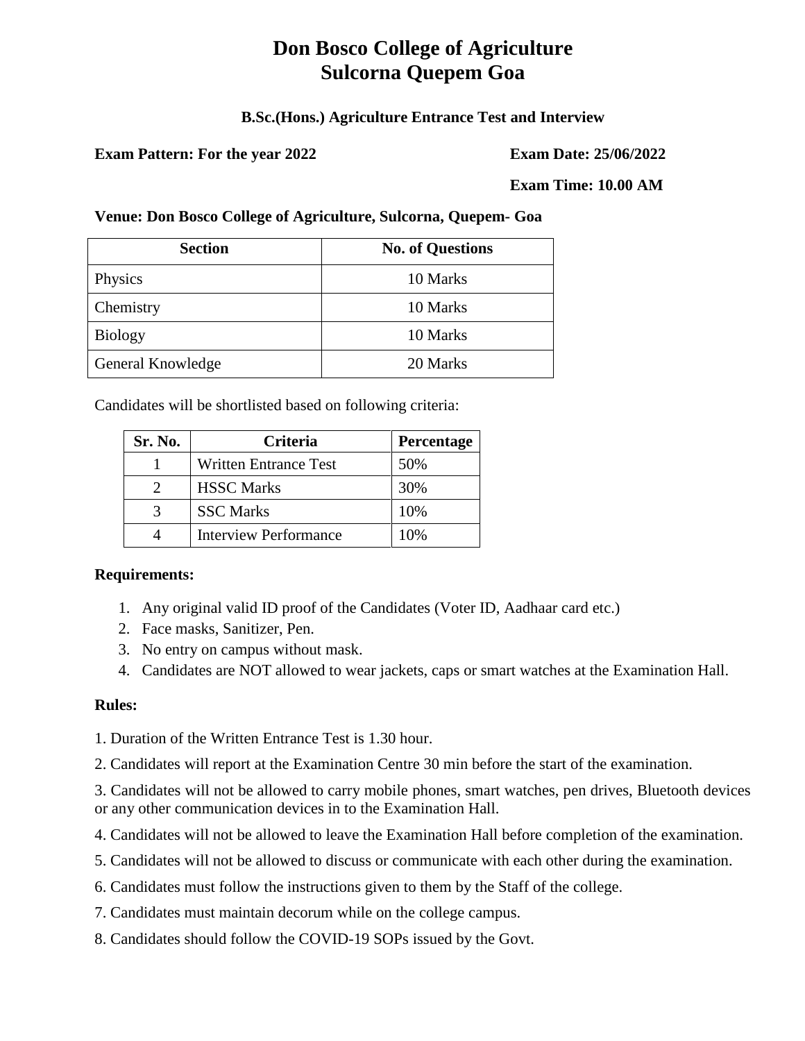# Don Bosco College of Agriculture
# Sulcorna Quepem Goa

### B.Sc.(Hons.) Agriculture Entrance Test and Interview

**Exam Pattern: For the year 2022** **Exam Date: 25/06/2022**

**Exam Time: 10.00 AM**

**Venue: Don Bosco College of Agriculture, Sulcorna, Quepem- Goa**

| Section | No. of Questions |
|---|---|
| Physics | 10 Marks |
| Chemistry | 10 Marks |
| Biology | 10 Marks |
| General Knowledge | 20 Marks |

Candidates will be shortlisted based on following criteria:

| Sr. No. | Criteria | Percentage |
|---|---|---|
| 1 | Written Entrance Test | 50% |
| 2 | HSSC Marks | 30% |
| 3 | SSC Marks | 10% |
| 4 | Interview Performance | 10% |

**Requirements:**

1. Any original valid ID proof of the Candidates (Voter ID, Aadhaar card etc.)
2. Face masks, Sanitizer, Pen.
3. No entry on campus without mask.
4. Candidates are NOT allowed to wear jackets, caps or smart watches at the Examination Hall.

**Rules:**

1. Duration of the Written Entrance Test is 1.30 hour.
2. Candidates will report at the Examination Centre 30 min before the start of the examination.
3. Candidates will not be allowed to carry mobile phones, smart watches, pen drives, Bluetooth devices or any other communication devices in to the Examination Hall.
4. Candidates will not be allowed to leave the Examination Hall before completion of the examination.
5. Candidates will not be allowed to discuss or communicate with each other during the examination.
6. Candidates must follow the instructions given to them by the Staff of the college.
7. Candidates must maintain decorum while on the college campus.
8. Candidates should follow the COVID-19 SOPs issued by the Govt.